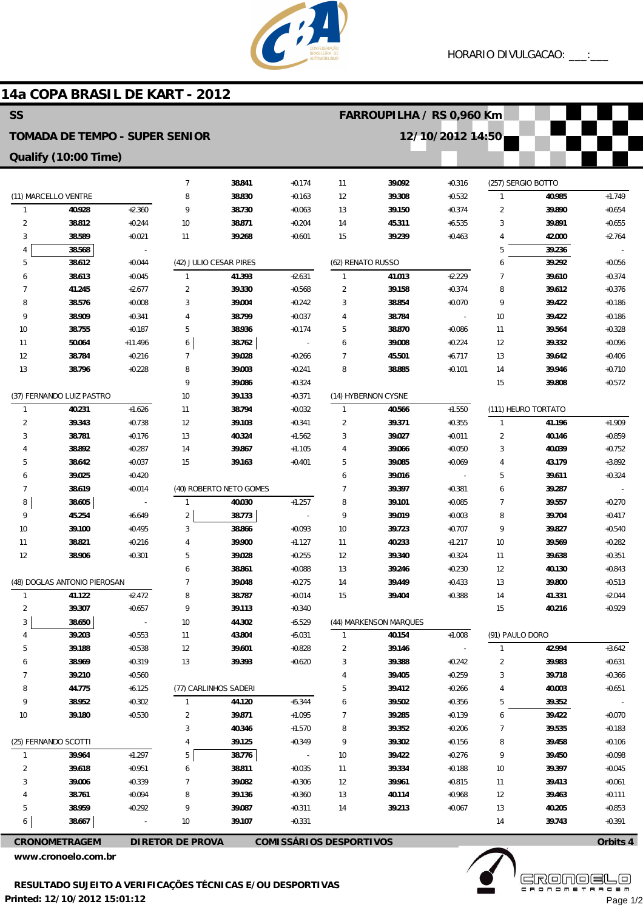HORARIO DIVULGACAO: \_\_\_:\_\_\_

# 14a COPA BRASIL DE KART - 2012

**SS** — **FARROUPILHA / RS 0,960 Km**

**TOMADA DE TEMPO - SUPER SENIOR** — **12/10/2012 14:50**

**Qualify (10:00 Time)**

### (11) MARCELLO VENTRE

| Lap | Time | Diff |
|---|---|---|
| 1 | 40.928 | +2.360 |
| 2 | 38.812 | +0.244 |
| 3 | 38.589 | +0.021 |
| 4 | 38.568 | - |
| 5 | 38.612 | +0.044 |
| 6 | 38.613 | +0.045 |
| 7 | 41.245 | +2.677 |
| 8 | 38.576 | +0.008 |
| 9 | 38.909 | +0.341 |
| 10 | 38.755 | +0.187 |
| 11 | 50.064 | +11.496 |
| 12 | 38.784 | +0.216 |
| 13 | 38.796 | +0.228 |

### (37) FERNANDO LUIZ PASTRO

| Lap | Time | Diff |
|---|---|---|
| 1 | 40.231 | +1.626 |
| 2 | 39.343 | +0.738 |
| 3 | 38.781 | +0.176 |
| 4 | 38.892 | +0.287 |
| 5 | 38.642 | +0.037 |
| 6 | 39.025 | +0.420 |
| 7 | 38.619 | +0.014 |
| 8 | 38.605 | - |
| 9 | 45.254 | +6.649 |
| 10 | 39.100 | +0.495 |
| 11 | 38.821 | +0.216 |
| 12 | 38.906 | +0.301 |

### (48) DOGLAS ANTONIO PIEROSAN

| Lap | Time | Diff |
|---|---|---|
| 1 | 41.122 | +2.472 |
| 2 | 39.307 | +0.657 |
| 3 | 38.650 | - |
| 4 | 39.203 | +0.553 |
| 5 | 39.188 | +0.538 |
| 6 | 38.969 | +0.319 |
| 7 | 39.210 | +0.560 |
| 8 | 44.775 | +6.125 |
| 9 | 38.952 | +0.302 |
| 10 | 39.180 | +0.530 |

### (25) FERNANDO SCOTTI

| Lap | Time | Diff |
|---|---|---|
| 1 | 39.964 | +1.297 |
| 2 | 39.618 | +0.951 |
| 3 | 39.006 | +0.339 |
| 4 | 38.761 | +0.094 |
| 5 | 38.959 | +0.292 |
| 6 | 38.667 | - |
| 7 | 38.841 | +0.174 |
| 8 | 38.830 | +0.163 |
| 9 | 38.730 | +0.063 |
| 10 | 38.871 | +0.204 |
| 11 | 39.268 | +0.601 |

### (42) JULIO CESAR PIRES

| Lap | Time | Diff |
|---|---|---|
| 1 | 41.393 | +2.631 |
| 2 | 39.330 | +0.568 |
| 3 | 39.004 | +0.242 |
| 4 | 38.799 | +0.037 |
| 5 | 38.936 | +0.174 |
| 6 | 38.762 | - |
| 7 | 39.028 | +0.266 |
| 8 | 39.003 | +0.241 |
| 9 | 39.086 | +0.324 |
| 10 | 39.133 | +0.371 |
| 11 | 38.794 | +0.032 |
| 12 | 39.103 | +0.341 |
| 13 | 40.324 | +1.562 |
| 14 | 39.867 | +1.105 |
| 15 | 39.163 | +0.401 |

### (40) ROBERTO NETO GOMES

| Lap | Time | Diff |
|---|---|---|
| 1 | 40.030 | +1.257 |
| 2 | 38.773 | - |
| 3 | 38.866 | +0.093 |
| 4 | 39.900 | +1.127 |
| 5 | 39.028 | +0.255 |
| 6 | 38.861 | +0.088 |
| 7 | 39.048 | +0.275 |
| 8 | 38.787 | +0.014 |
| 9 | 39.113 | +0.340 |
| 10 | 44.302 | +5.529 |
| 11 | 43.804 | +5.031 |
| 12 | 39.601 | +0.828 |
| 13 | 39.393 | +0.620 |

### (77) CARLINHOS SADERI

| Lap | Time | Diff |
|---|---|---|
| 1 | 44.120 | +5.344 |
| 2 | 39.871 | +1.095 |
| 3 | 40.346 | +1.570 |
| 4 | 39.125 | +0.349 |
| 5 | 38.776 | - |
| 6 | 38.811 | +0.035 |
| 7 | 39.082 | +0.306 |
| 8 | 39.136 | +0.360 |
| 9 | 39.087 | +0.311 |
| 10 | 39.107 | +0.331 |
| 11 | 39.092 | +0.316 |
| 12 | 39.308 | +0.532 |
| 13 | 39.150 | +0.374 |
| 14 | 45.311 | +6.535 |
| 15 | 39.239 | +0.463 |

### (62) RENATO RUSSO

| Lap | Time | Diff |
|---|---|---|
| 1 | 41.013 | +2.229 |
| 2 | 39.158 | +0.374 |
| 3 | 38.854 | +0.070 |
| 4 | 38.784 | - |
| 5 | 38.870 | +0.086 |
| 6 | 39.008 | +0.224 |
| 7 | 45.501 | +6.717 |
| 8 | 38.885 | +0.101 |

### (14) HYBERNON CYSNE

| Lap | Time | Diff |
|---|---|---|
| 1 | 40.566 | +1.550 |
| 2 | 39.371 | +0.355 |
| 3 | 39.027 | +0.011 |
| 4 | 39.066 | +0.050 |
| 5 | 39.085 | +0.069 |
| 6 | 39.016 | - |
| 7 | 39.397 | +0.381 |
| 8 | 39.101 | +0.085 |
| 9 | 39.019 | +0.003 |
| 10 | 39.723 | +0.707 |
| 11 | 40.233 | +1.217 |
| 12 | 39.340 | +0.324 |
| 13 | 39.246 | +0.230 |
| 14 | 39.449 | +0.433 |
| 15 | 39.404 | +0.388 |

### (44) MARKENSON MARQUES

| Lap | Time | Diff |
|---|---|---|
| 1 | 40.154 | +1.008 |
| 2 | 39.146 | - |
| 3 | 39.388 | +0.242 |
| 4 | 39.405 | +0.259 |
| 5 | 39.412 | +0.266 |
| 6 | 39.502 | +0.356 |
| 7 | 39.285 | +0.139 |
| 8 | 39.352 | +0.206 |
| 9 | 39.302 | +0.156 |
| 10 | 39.422 | +0.276 |
| 11 | 39.334 | +0.188 |
| 12 | 39.961 | +0.815 |
| 13 | 40.114 | +0.968 |
| 14 | 39.213 | +0.067 |

### (257) SERGIO BOTTO

| Lap | Time | Diff |
|---|---|---|
| 1 | 40.985 | +1.749 |
| 2 | 39.890 | +0.654 |
| 3 | 39.891 | +0.655 |
| 4 | 42.000 | +2.764 |
| 5 | 39.236 | - |
| 6 | 39.292 | +0.056 |
| 7 | 39.610 | +0.374 |
| 8 | 39.612 | +0.376 |
| 9 | 39.422 | +0.186 |
| 10 | 39.422 | +0.186 |
| 11 | 39.564 | +0.328 |
| 12 | 39.332 | +0.096 |
| 13 | 39.642 | +0.406 |
| 14 | 39.946 | +0.710 |
| 15 | 39.808 | +0.572 |

### (111) HEURO TORTATO

| Lap | Time | Diff |
|---|---|---|
| 1 | 41.196 | +1.909 |
| 2 | 40.146 | +0.859 |
| 3 | 40.039 | +0.752 |
| 4 | 43.179 | +3.892 |
| 5 | 39.611 | +0.324 |
| 6 | 39.287 | - |
| 7 | 39.557 | +0.270 |
| 8 | 39.704 | +0.417 |
| 9 | 39.827 | +0.540 |
| 10 | 39.569 | +0.282 |
| 11 | 39.638 | +0.351 |
| 12 | 40.130 | +0.843 |
| 13 | 39.800 | +0.513 |
| 14 | 41.331 | +2.044 |
| 15 | 40.216 | +0.929 |

### (91) PAULO DORO

| Lap | Time | Diff |
|---|---|---|
| 1 | 42.994 | +3.642 |
| 2 | 39.983 | +0.631 |
| 3 | 39.718 | +0.366 |
| 4 | 40.003 | +0.651 |
| 5 | 39.352 | - |
| 6 | 39.422 | +0.070 |
| 7 | 39.535 | +0.183 |
| 8 | 39.458 | +0.106 |
| 9 | 39.450 | +0.098 |
| 10 | 39.397 | +0.045 |
| 11 | 39.413 | +0.061 |
| 12 | 39.463 | +0.111 |
| 13 | 40.205 | +0.853 |
| 14 | 39.743 | +0.391 |

**CRONOMETRAGEM** | **DIRETOR DE PROVA** | **COMISSÁRIOS DESPORTIVOS** | **Orbits 4**

**www.cronoelo.com.br**

**RESULTADO SUJEITO A VERIFICAÇÕES TÉCNICAS E/OU DESPORTIVAS**

**Printed: 12/10/2012 15:01:12**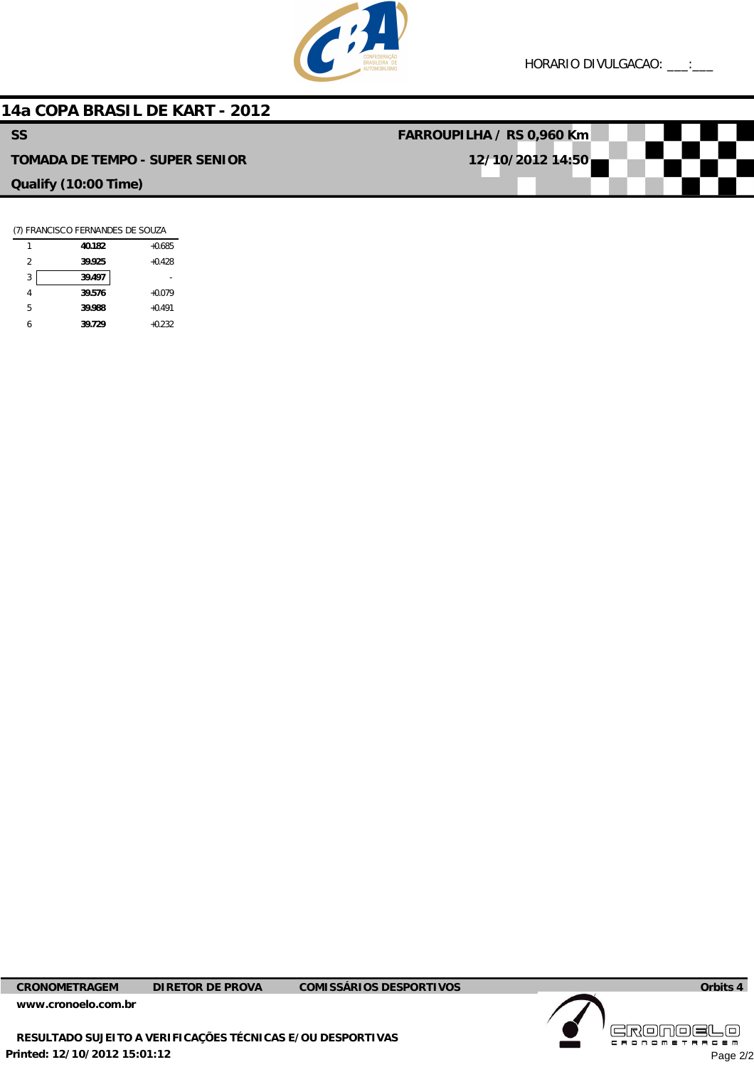HORARIO DIVULGACAO: ___:___

# 14a COPA BRASIL DE KART - 2012

**SS** | **FARROUPILHA / RS 0,960 Km**

**TOMADA DE TEMPO - SUPER SENIOR** | **12/10/2012 14:50**

**Qualify (10:00 Time)**

(7) FRANCISCO FERNANDES DE SOUZA

| | | |
|---|---|---|
| 1 | **40.182** | +0.685 |
| 2 | **39.925** | +0.428 |
| 3 | **39.497** | - |
| 4 | **39.576** | +0.079 |
| 5 | **39.988** | +0.491 |
| 6 | **39.729** | +0.232 |

**CRONOMETRAGEM** | **DIRETOR DE PROVA** | **COMISSÁRIOS DESPORTIVOS** | **Orbits 4**

**www.cronoelo.com.br**

**RESULTADO SUJEITO A VERIFICAÇÕES TÉCNICAS E/OU DESPORTIVAS**

**Printed: 12/10/2012 15:01:12**